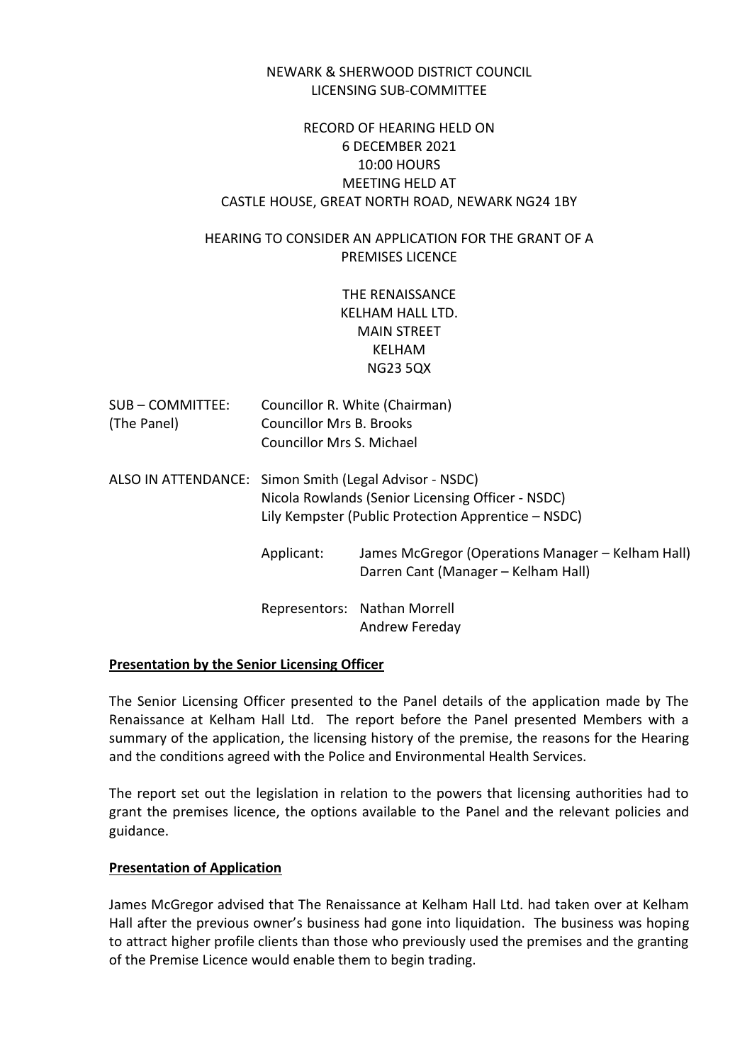NEWARK & SHERWOOD DISTRICT COUNCIL
LICENSING SUB-COMMITTEE

RECORD OF HEARING HELD ON
6 DECEMBER 2021
10:00 HOURS
MEETING HELD AT
CASTLE HOUSE, GREAT NORTH ROAD, NEWARK NG24 1BY

HEARING TO CONSIDER AN APPLICATION FOR THE GRANT OF A PREMISES LICENCE

THE RENAISSANCE
KELHAM HALL LTD.
MAIN STREET
KELHAM
NG23 5QX

| | | |
|---|---|---|
| SUB – COMMITTEE: (The Panel) | Councillor R. White (Chairman)<br>Councillor Mrs B. Brooks<br>Councillor Mrs S. Michael | |
| ALSO IN ATTENDANCE: | Simon Smith (Legal Advisor - NSDC)<br>Nicola Rowlands (Senior Licensing Officer - NSDC)<br>Lily Kempster (Public Protection Apprentice – NSDC) | |
| | Applicant: | James McGregor (Operations Manager – Kelham Hall)<br>Darren Cant (Manager – Kelham Hall) |
| | Representors: | Nathan Morrell<br>Andrew Fereday |

**Presentation by the Senior Licensing Officer**

The Senior Licensing Officer presented to the Panel details of the application made by The Renaissance at Kelham Hall Ltd. The report before the Panel presented Members with a summary of the application, the licensing history of the premise, the reasons for the Hearing and the conditions agreed with the Police and Environmental Health Services.

The report set out the legislation in relation to the powers that licensing authorities had to grant the premises licence, the options available to the Panel and the relevant policies and guidance.

**Presentation of Application**

James McGregor advised that The Renaissance at Kelham Hall Ltd. had taken over at Kelham Hall after the previous owner's business had gone into liquidation. The business was hoping to attract higher profile clients than those who previously used the premises and the granting of the Premise Licence would enable them to begin trading.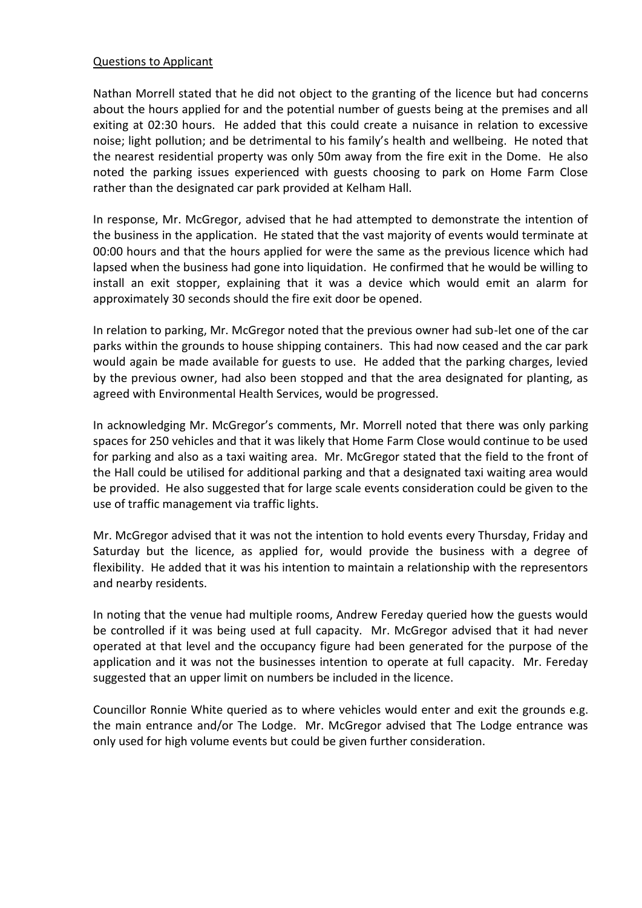Questions to Applicant

Nathan Morrell stated that he did not object to the granting of the licence but had concerns about the hours applied for and the potential number of guests being at the premises and all exiting at 02:30 hours. He added that this could create a nuisance in relation to excessive noise; light pollution; and be detrimental to his family's health and wellbeing. He noted that the nearest residential property was only 50m away from the fire exit in the Dome. He also noted the parking issues experienced with guests choosing to park on Home Farm Close rather than the designated car park provided at Kelham Hall.

In response, Mr. McGregor, advised that he had attempted to demonstrate the intention of the business in the application. He stated that the vast majority of events would terminate at 00:00 hours and that the hours applied for were the same as the previous licence which had lapsed when the business had gone into liquidation. He confirmed that he would be willing to install an exit stopper, explaining that it was a device which would emit an alarm for approximately 30 seconds should the fire exit door be opened.

In relation to parking, Mr. McGregor noted that the previous owner had sub-let one of the car parks within the grounds to house shipping containers. This had now ceased and the car park would again be made available for guests to use. He added that the parking charges, levied by the previous owner, had also been stopped and that the area designated for planting, as agreed with Environmental Health Services, would be progressed.

In acknowledging Mr. McGregor's comments, Mr. Morrell noted that there was only parking spaces for 250 vehicles and that it was likely that Home Farm Close would continue to be used for parking and also as a taxi waiting area. Mr. McGregor stated that the field to the front of the Hall could be utilised for additional parking and that a designated taxi waiting area would be provided. He also suggested that for large scale events consideration could be given to the use of traffic management via traffic lights.

Mr. McGregor advised that it was not the intention to hold events every Thursday, Friday and Saturday but the licence, as applied for, would provide the business with a degree of flexibility. He added that it was his intention to maintain a relationship with the representors and nearby residents.

In noting that the venue had multiple rooms, Andrew Fereday queried how the guests would be controlled if it was being used at full capacity. Mr. McGregor advised that it had never operated at that level and the occupancy figure had been generated for the purpose of the application and it was not the businesses intention to operate at full capacity. Mr. Fereday suggested that an upper limit on numbers be included in the licence.

Councillor Ronnie White queried as to where vehicles would enter and exit the grounds e.g. the main entrance and/or The Lodge. Mr. McGregor advised that The Lodge entrance was only used for high volume events but could be given further consideration.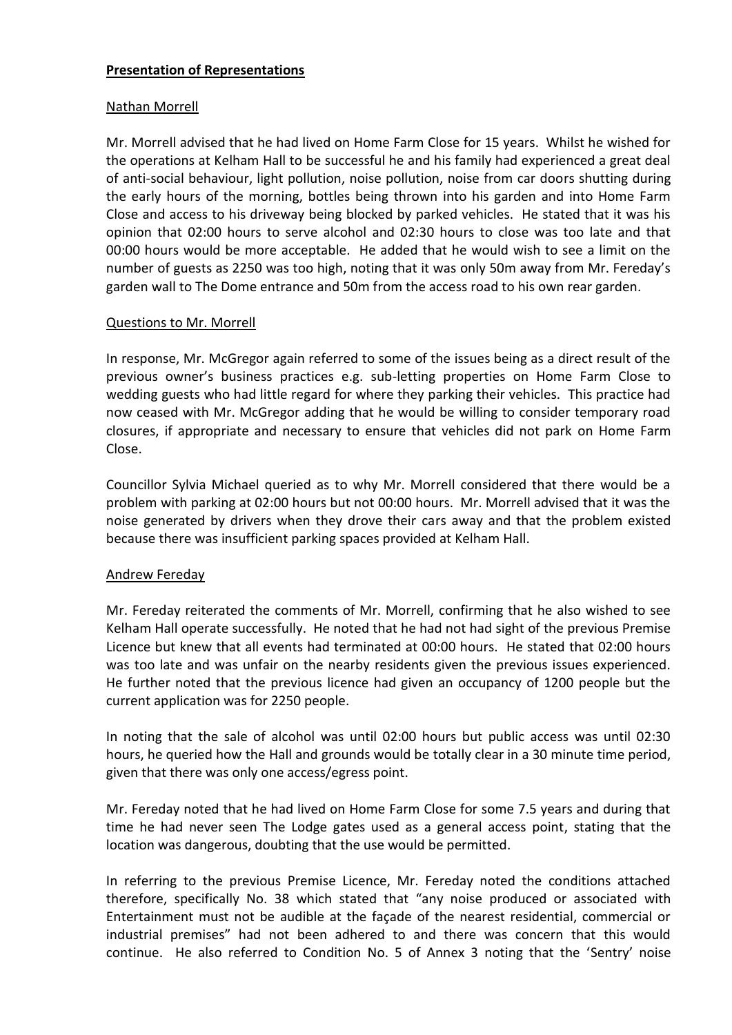## **Presentation of Representations**

Nathan Morrell

Mr. Morrell advised that he had lived on Home Farm Close for 15 years. Whilst he wished for the operations at Kelham Hall to be successful he and his family had experienced a great deal of anti-social behaviour, light pollution, noise pollution, noise from car doors shutting during the early hours of the morning, bottles being thrown into his garden and into Home Farm Close and access to his driveway being blocked by parked vehicles. He stated that it was his opinion that 02:00 hours to serve alcohol and 02:30 hours to close was too late and that 00:00 hours would be more acceptable. He added that he would wish to see a limit on the number of guests as 2250 was too high, noting that it was only 50m away from Mr. Fereday's garden wall to The Dome entrance and 50m from the access road to his own rear garden.

Questions to Mr. Morrell

In response, Mr. McGregor again referred to some of the issues being as a direct result of the previous owner's business practices e.g. sub-letting properties on Home Farm Close to wedding guests who had little regard for where they parking their vehicles. This practice had now ceased with Mr. McGregor adding that he would be willing to consider temporary road closures, if appropriate and necessary to ensure that vehicles did not park on Home Farm Close.

Councillor Sylvia Michael queried as to why Mr. Morrell considered that there would be a problem with parking at 02:00 hours but not 00:00 hours. Mr. Morrell advised that it was the noise generated by drivers when they drove their cars away and that the problem existed because there was insufficient parking spaces provided at Kelham Hall.

Andrew Fereday

Mr. Fereday reiterated the comments of Mr. Morrell, confirming that he also wished to see Kelham Hall operate successfully. He noted that he had not had sight of the previous Premise Licence but knew that all events had terminated at 00:00 hours. He stated that 02:00 hours was too late and was unfair on the nearby residents given the previous issues experienced. He further noted that the previous licence had given an occupancy of 1200 people but the current application was for 2250 people.

In noting that the sale of alcohol was until 02:00 hours but public access was until 02:30 hours, he queried how the Hall and grounds would be totally clear in a 30 minute time period, given that there was only one access/egress point.

Mr. Fereday noted that he had lived on Home Farm Close for some 7.5 years and during that time he had never seen The Lodge gates used as a general access point, stating that the location was dangerous, doubting that the use would be permitted.

In referring to the previous Premise Licence, Mr. Fereday noted the conditions attached therefore, specifically No. 38 which stated that "any noise produced or associated with Entertainment must not be audible at the façade of the nearest residential, commercial or industrial premises" had not been adhered to and there was concern that this would continue. He also referred to Condition No. 5 of Annex 3 noting that the 'Sentry' noise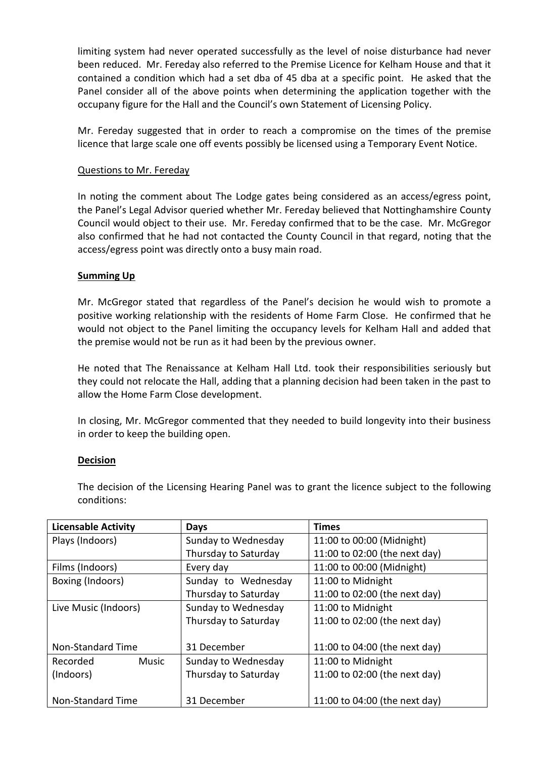limiting system had never operated successfully as the level of noise disturbance had never been reduced. Mr. Fereday also referred to the Premise Licence for Kelham House and that it contained a condition which had a set dba of 45 dba at a specific point. He asked that the Panel consider all of the above points when determining the application together with the occupany figure for the Hall and the Council's own Statement of Licensing Policy.

Mr. Fereday suggested that in order to reach a compromise on the times of the premise licence that large scale one off events possibly be licensed using a Temporary Event Notice.

Questions to Mr. Fereday

In noting the comment about The Lodge gates being considered as an access/egress point, the Panel's Legal Advisor queried whether Mr. Fereday believed that Nottinghamshire County Council would object to their use. Mr. Fereday confirmed that to be the case. Mr. McGregor also confirmed that he had not contacted the County Council in that regard, noting that the access/egress point was directly onto a busy main road.

**Summing Up**

Mr. McGregor stated that regardless of the Panel's decision he would wish to promote a positive working relationship with the residents of Home Farm Close. He confirmed that he would not object to the Panel limiting the occupancy levels for Kelham Hall and added that the premise would not be run as it had been by the previous owner.

He noted that The Renaissance at Kelham Hall Ltd. took their responsibilities seriously but they could not relocate the Hall, adding that a planning decision had been taken in the past to allow the Home Farm Close development.

In closing, Mr. McGregor commented that they needed to build longevity into their business in order to keep the building open.

**Decision**

The decision of the Licensing Hearing Panel was to grant the licence subject to the following conditions:

| Licensable Activity | Days | Times |
|---|---|---|
| Plays (Indoors) | Sunday to Wednesday<br>Thursday to Saturday | 11:00 to 00:00 (Midnight)<br>11:00 to 02:00 (the next day) |
| Films (Indoors) | Every day | 11:00 to 00:00 (Midnight) |
| Boxing (Indoors) | Sunday to Wednesday<br>Thursday to Saturday | 11:00 to Midnight<br>11:00 to 02:00 (the next day) |
| Live Music (Indoors)<br><br>Non-Standard Time | Sunday to Wednesday<br>Thursday to Saturday<br><br>31 December | 11:00 to Midnight<br>11:00 to 02:00 (the next day)<br><br>11:00 to 04:00 (the next day) |
| Recorded Music (Indoors)<br><br>Non-Standard Time | Sunday to Wednesday<br>Thursday to Saturday<br><br>31 December | 11:00 to Midnight<br>11:00 to 02:00 (the next day)<br><br>11:00 to 04:00 (the next day) |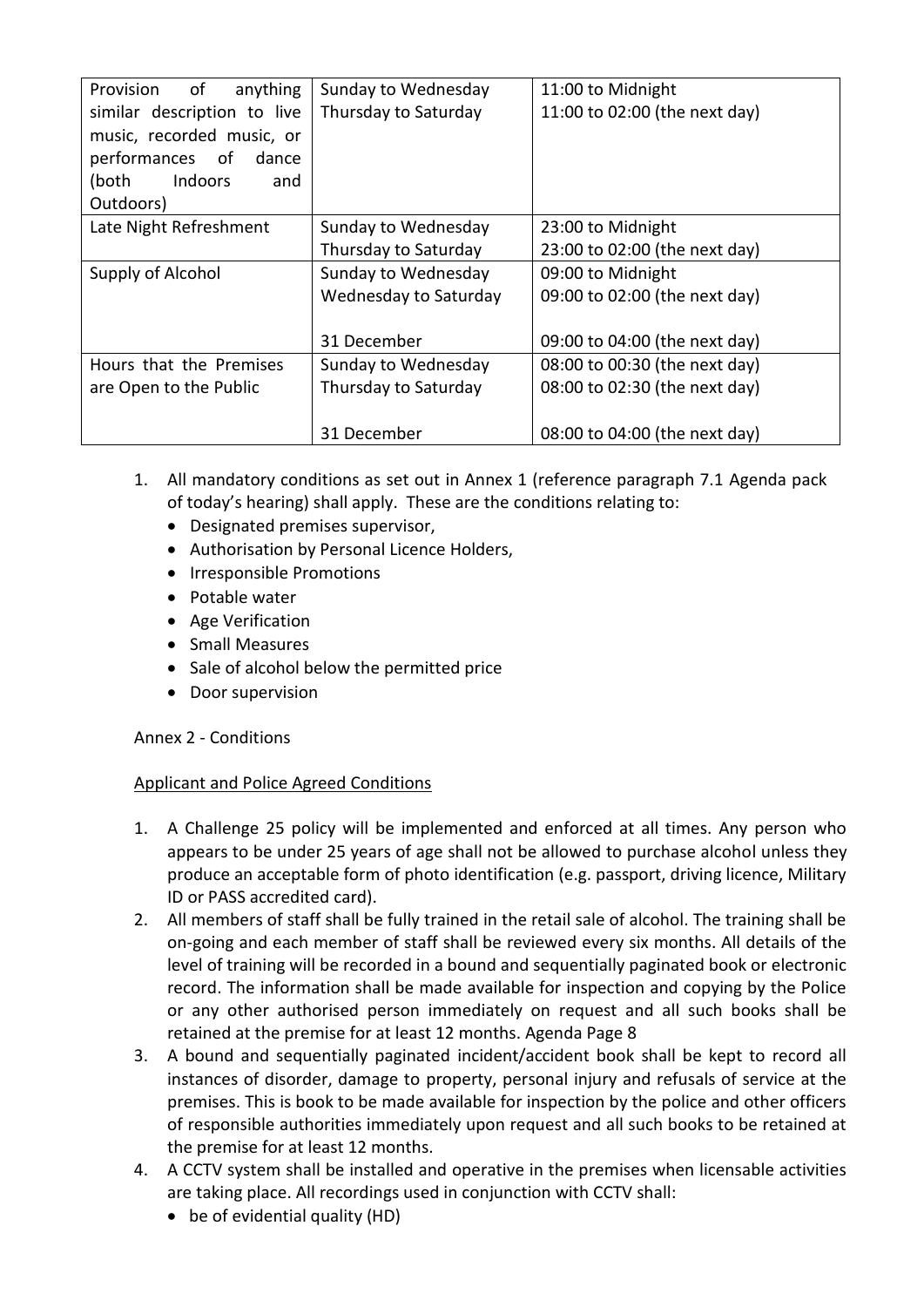| Provision of anything similar description to live music, recorded music, or performances of dance (both Indoors and Outdoors) | Sunday to Wednesday<br>Thursday to Saturday | 11:00 to Midnight<br>11:00 to 02:00 (the next day) |
|---|---|---|
| Late Night Refreshment | Sunday to Wednesday<br>Thursday to Saturday | 23:00 to Midnight<br>23:00 to 02:00 (the next day) |
| Supply of Alcohol | Sunday to Wednesday<br>Wednesday to Saturday<br><br>31 December | 09:00 to Midnight<br>09:00 to 02:00 (the next day)<br><br>09:00 to 04:00 (the next day) |
| Hours that the Premises are Open to the Public | Sunday to Wednesday<br>Thursday to Saturday<br><br>31 December | 08:00 to 00:30 (the next day)<br>08:00 to 02:30 (the next day)<br><br>08:00 to 04:00 (the next day) |

1. All mandatory conditions as set out in Annex 1 (reference paragraph 7.1 Agenda pack of today's hearing) shall apply. These are the conditions relating to:
   - Designated premises supervisor,
   - Authorisation by Personal Licence Holders,
   - Irresponsible Promotions
   - Potable water
   - Age Verification
   - Small Measures
   - Sale of alcohol below the permitted price
   - Door supervision

Annex 2 - Conditions

Applicant and Police Agreed Conditions

1. A Challenge 25 policy will be implemented and enforced at all times. Any person who appears to be under 25 years of age shall not be allowed to purchase alcohol unless they produce an acceptable form of photo identification (e.g. passport, driving licence, Military ID or PASS accredited card).
2. All members of staff shall be fully trained in the retail sale of alcohol. The training shall be on-going and each member of staff shall be reviewed every six months. All details of the level of training will be recorded in a bound and sequentially paginated book or electronic record. The information shall be made available for inspection and copying by the Police or any other authorised person immediately on request and all such books shall be retained at the premise for at least 12 months. Agenda Page 8
3. A bound and sequentially paginated incident/accident book shall be kept to record all instances of disorder, damage to property, personal injury and refusals of service at the premises. This is book to be made available for inspection by the police and other officers of responsible authorities immediately upon request and all such books to be retained at the premise for at least 12 months.
4. A CCTV system shall be installed and operative in the premises when licensable activities are taking place. All recordings used in conjunction with CCTV shall:
   - be of evidential quality (HD)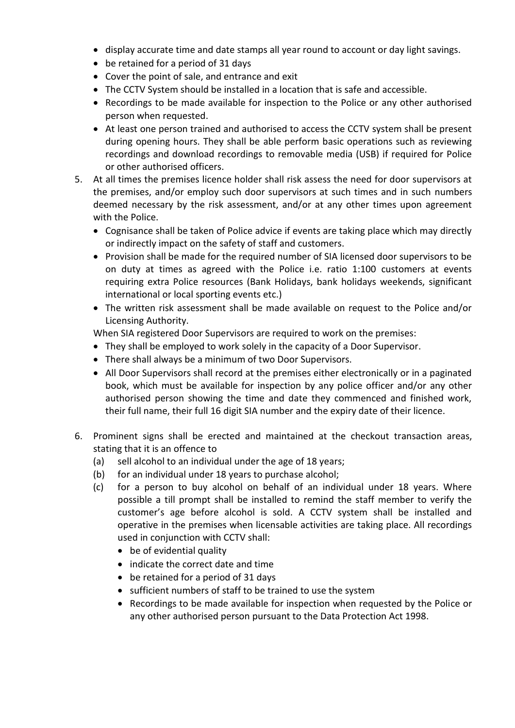- display accurate time and date stamps all year round to account or day light savings.
- be retained for a period of 31 days
- Cover the point of sale, and entrance and exit
- The CCTV System should be installed in a location that is safe and accessible.
- Recordings to be made available for inspection to the Police or any other authorised person when requested.
- At least one person trained and authorised to access the CCTV system shall be present during opening hours. They shall be able perform basic operations such as reviewing recordings and download recordings to removable media (USB) if required for Police or other authorised officers.

5. At all times the premises licence holder shall risk assess the need for door supervisors at the premises, and/or employ such door supervisors at such times and in such numbers deemed necessary by the risk assessment, and/or at any other times upon agreement with the Police.
   - Cognisance shall be taken of Police advice if events are taking place which may directly or indirectly impact on the safety of staff and customers.
   - Provision shall be made for the required number of SIA licensed door supervisors to be on duty at times as agreed with the Police i.e. ratio 1:100 customers at events requiring extra Police resources (Bank Holidays, bank holidays weekends, significant international or local sporting events etc.)
   - The written risk assessment shall be made available on request to the Police and/or Licensing Authority.

   When SIA registered Door Supervisors are required to work on the premises:
   - They shall be employed to work solely in the capacity of a Door Supervisor.
   - There shall always be a minimum of two Door Supervisors.
   - All Door Supervisors shall record at the premises either electronically or in a paginated book, which must be available for inspection by any police officer and/or any other authorised person showing the time and date they commenced and finished work, their full name, their full 16 digit SIA number and the expiry date of their licence.

6. Prominent signs shall be erected and maintained at the checkout transaction areas, stating that it is an offence to
   (a) sell alcohol to an individual under the age of 18 years;
   (b) for an individual under 18 years to purchase alcohol;
   (c) for a person to buy alcohol on behalf of an individual under 18 years. Where possible a till prompt shall be installed to remind the staff member to verify the customer's age before alcohol is sold. A CCTV system shall be installed and operative in the premises when licensable activities are taking place. All recordings used in conjunction with CCTV shall:
      - be of evidential quality
      - indicate the correct date and time
      - be retained for a period of 31 days
      - sufficient numbers of staff to be trained to use the system
      - Recordings to be made available for inspection when requested by the Police or any other authorised person pursuant to the Data Protection Act 1998.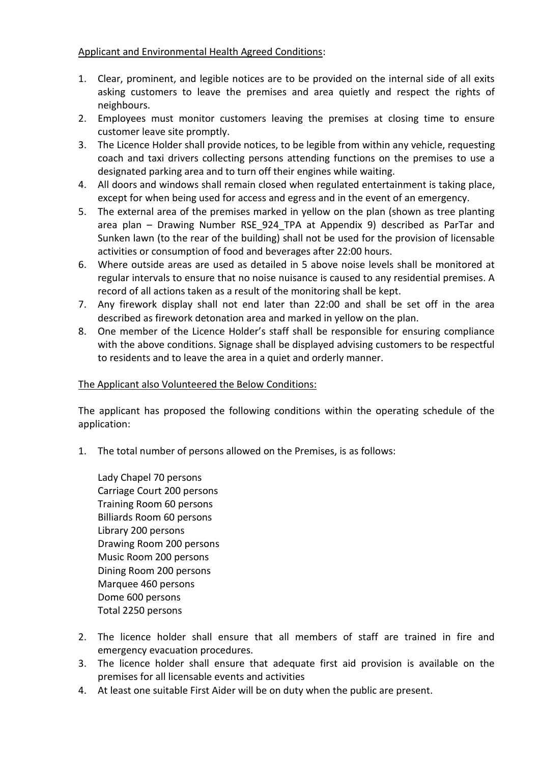Applicant and Environmental Health Agreed Conditions:

1. Clear, prominent, and legible notices are to be provided on the internal side of all exits asking customers to leave the premises and area quietly and respect the rights of neighbours.
2. Employees must monitor customers leaving the premises at closing time to ensure customer leave site promptly.
3. The Licence Holder shall provide notices, to be legible from within any vehicle, requesting coach and taxi drivers collecting persons attending functions on the premises to use a designated parking area and to turn off their engines while waiting.
4. All doors and windows shall remain closed when regulated entertainment is taking place, except for when being used for access and egress and in the event of an emergency.
5. The external area of the premises marked in yellow on the plan (shown as tree planting area plan – Drawing Number RSE_924_TPA at Appendix 9) described as ParTar and Sunken lawn (to the rear of the building) shall not be used for the provision of licensable activities or consumption of food and beverages after 22:00 hours.
6. Where outside areas are used as detailed in 5 above noise levels shall be monitored at regular intervals to ensure that no noise nuisance is caused to any residential premises. A record of all actions taken as a result of the monitoring shall be kept.
7. Any firework display shall not end later than 22:00 and shall be set off in the area described as firework detonation area and marked in yellow on the plan.
8. One member of the Licence Holder's staff shall be responsible for ensuring compliance with the above conditions. Signage shall be displayed advising customers to be respectful to residents and to leave the area in a quiet and orderly manner.

The Applicant also Volunteered the Below Conditions:

The applicant has proposed the following conditions within the operating schedule of the application:

1. The total number of persons allowed on the Premises, is as follows:

   Lady Chapel 70 persons
   Carriage Court 200 persons
   Training Room 60 persons
   Billiards Room 60 persons
   Library 200 persons
   Drawing Room 200 persons
   Music Room 200 persons
   Dining Room 200 persons
   Marquee 460 persons
   Dome 600 persons
   Total 2250 persons

2. The licence holder shall ensure that all members of staff are trained in fire and emergency evacuation procedures.
3. The licence holder shall ensure that adequate first aid provision is available on the premises for all licensable events and activities
4. At least one suitable First Aider will be on duty when the public are present.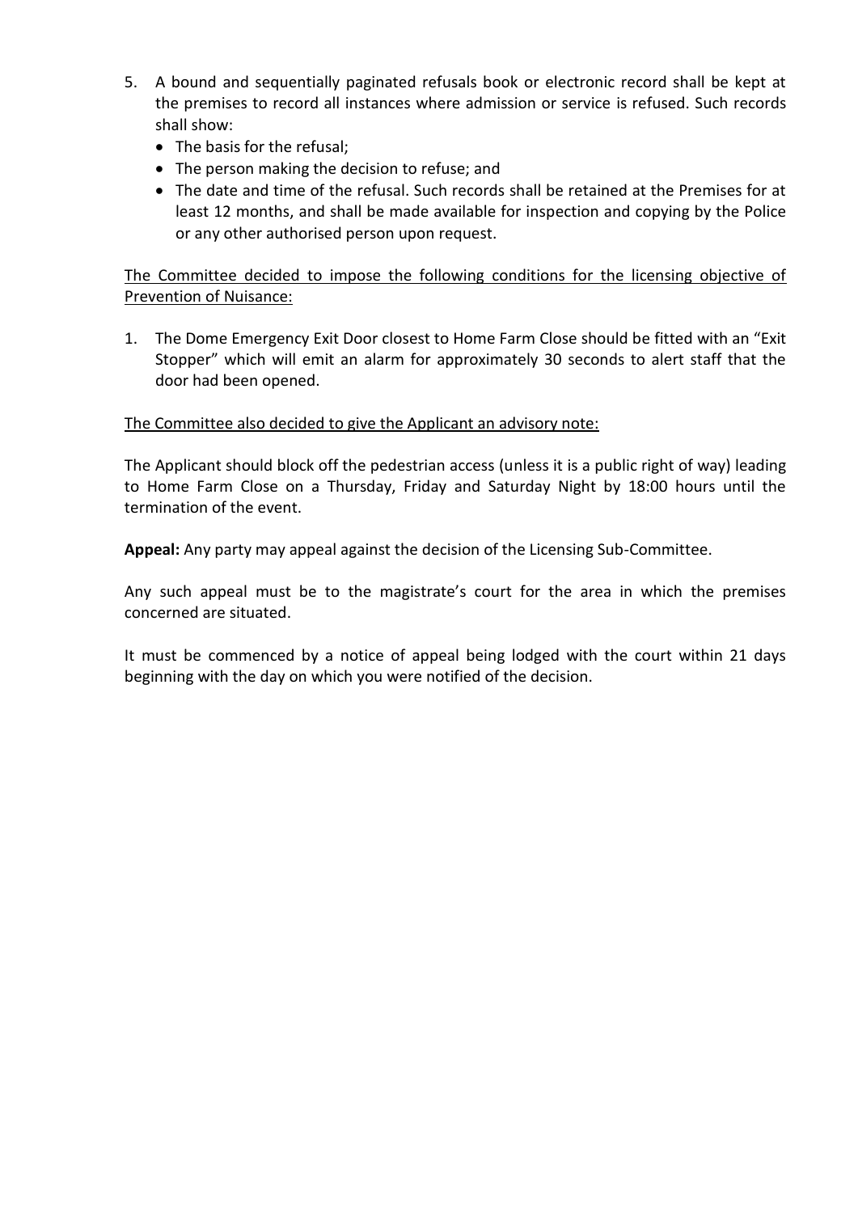5. A bound and sequentially paginated refusals book or electronic record shall be kept at the premises to record all instances where admission or service is refused. Such records shall show:
   - The basis for the refusal;
   - The person making the decision to refuse; and
   - The date and time of the refusal. Such records shall be retained at the Premises for at least 12 months, and shall be made available for inspection and copying by the Police or any other authorised person upon request.

<u>The Committee decided to impose the following conditions for the licensing objective of Prevention of Nuisance:</u>

1. The Dome Emergency Exit Door closest to Home Farm Close should be fitted with an "Exit Stopper" which will emit an alarm for approximately 30 seconds to alert staff that the door had been opened.

<u>The Committee also decided to give the Applicant an advisory note:</u>

The Applicant should block off the pedestrian access (unless it is a public right of way) leading to Home Farm Close on a Thursday, Friday and Saturday Night by 18:00 hours until the termination of the event.

**Appeal:** Any party may appeal against the decision of the Licensing Sub-Committee.

Any such appeal must be to the magistrate's court for the area in which the premises concerned are situated.

It must be commenced by a notice of appeal being lodged with the court within 21 days beginning with the day on which you were notified of the decision.